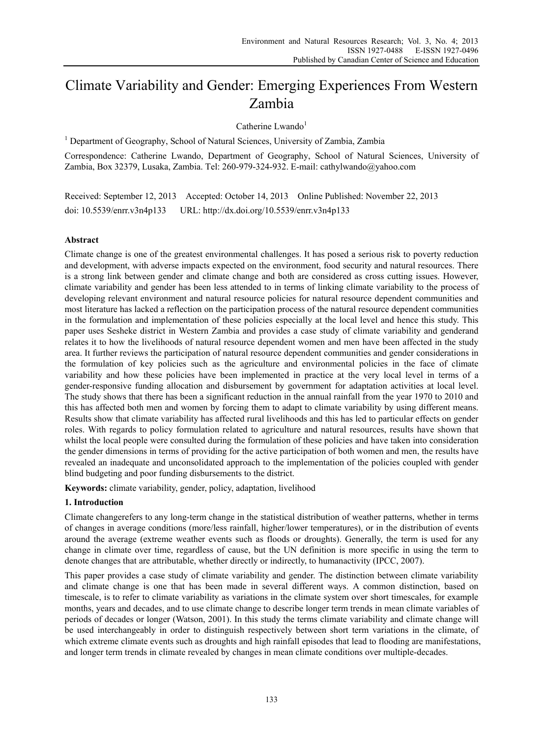# Climate Variability and Gender: Emerging Experiences From Western Zambia

Catherine Lwando[1]

[1] Department of Geography, School of Natural Sciences, University of Zambia, Zambia

Correspondence: Catherine Lwando, Department of Geography, School of Natural Sciences, University of Zambia, Box 32379, Lusaka, Zambia. Tel: 260-979-324-932. E-mail: cathylwando@yahoo.com

Received: September 12, 2013 Accepted: October 14, 2013 Online Published: November 22, 2013

doi: 10.5539/enrr.v3n4p133 URL: http://dx.doi.org/10.5539/enrr.v3n4p133

## Abstract

Climate change is one of the greatest environmental challenges. It has posed a serious risk to poverty reduction and development, with adverse impacts expected on the environment, food security and natural resources. There is a strong link between gender and climate change and both are considered as cross cutting issues. However, climate variability and gender has been less attended to in terms of linking climate variability to the process of developing relevant environment and natural resource policies for natural resource dependent communities and most literature has lacked a reflection on the participation process of the natural resource dependent communities in the formulation and implementation of these policies especially at the local level and hence this study. This paper uses Sesheke district in Western Zambia and provides a case study of climate variability and genderand relates it to how the livelihoods of natural resource dependent women and men have been affected in the study area. It further reviews the participation of natural resource dependent communities and gender considerations in the formulation of key policies such as the agriculture and environmental policies in the face of climate variability and how these policies have been implemented in practice at the very local level in terms of a gender-responsive funding allocation and disbursement by government for adaptation activities at local level. The study shows that there has been a significant reduction in the annual rainfall from the year 1970 to 2010 and this has affected both men and women by forcing them to adapt to climate variability by using different means. Results show that climate variability has affected rural livelihoods and this has led to particular effects on gender roles. With regards to policy formulation related to agriculture and natural resources, results have shown that whilst the local people were consulted during the formulation of these policies and have taken into consideration the gender dimensions in terms of providing for the active participation of both women and men, the results have revealed an inadequate and unconsolidated approach to the implementation of the policies coupled with gender blind budgeting and poor funding disbursements to the district.

**Keywords:** climate variability, gender, policy, adaptation, livelihood

## 1. Introduction

Climate changerefers to any long-term change in the statistical distribution of weather patterns, whether in terms of changes in average conditions (more/less rainfall, higher/lower temperatures), or in the distribution of events around the average (extreme weather events such as floods or droughts). Generally, the term is used for any change in climate over time, regardless of cause, but the UN definition is more specific in using the term to denote changes that are attributable, whether directly or indirectly, to humanactivity (IPCC, 2007).

This paper provides a case study of climate variability and gender. The distinction between climate variability and climate change is one that has been made in several different ways. A common distinction, based on timescale, is to refer to climate variability as variations in the climate system over short timescales, for example months, years and decades, and to use climate change to describe longer term trends in mean climate variables of periods of decades or longer (Watson, 2001). In this study the terms climate variability and climate change will be used interchangeably in order to distinguish respectively between short term variations in the climate, of which extreme climate events such as droughts and high rainfall episodes that lead to flooding are manifestations, and longer term trends in climate revealed by changes in mean climate conditions over multiple-decades.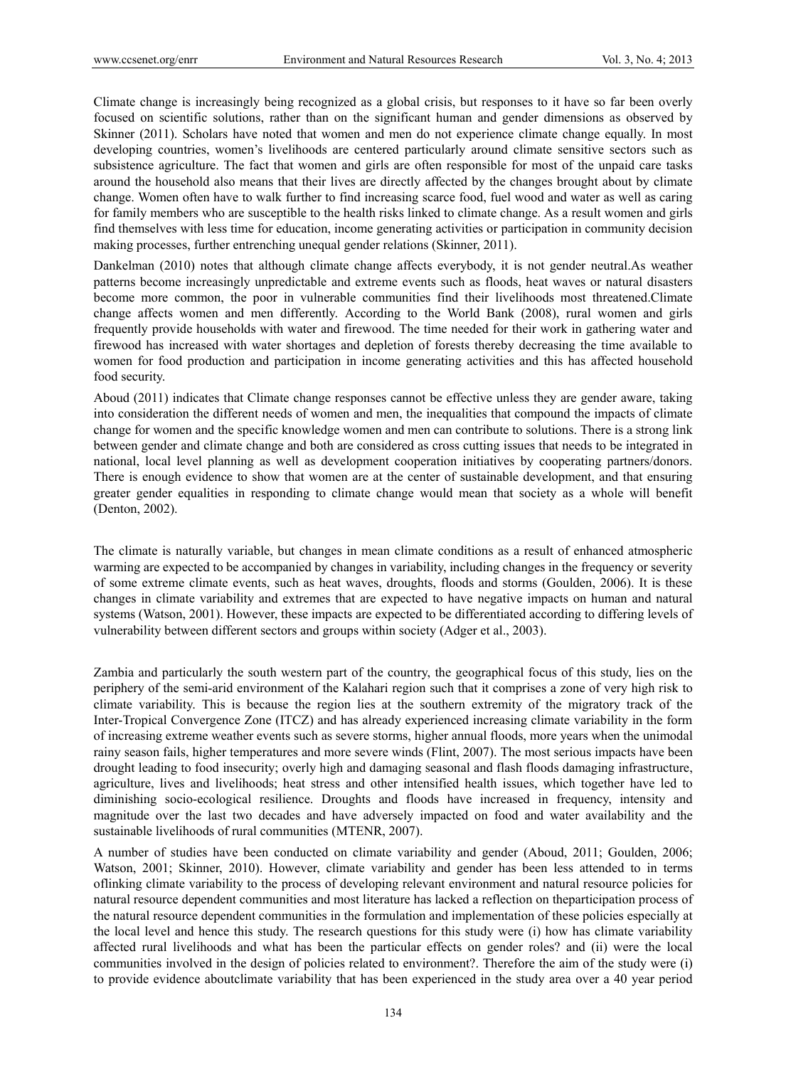Climate change is increasingly being recognized as a global crisis, but responses to it have so far been overly focused on scientific solutions, rather than on the significant human and gender dimensions as observed by Skinner (2011). Scholars have noted that women and men do not experience climate change equally. In most developing countries, women's livelihoods are centered particularly around climate sensitive sectors such as subsistence agriculture. The fact that women and girls are often responsible for most of the unpaid care tasks around the household also means that their lives are directly affected by the changes brought about by climate change. Women often have to walk further to find increasing scarce food, fuel wood and water as well as caring for family members who are susceptible to the health risks linked to climate change. As a result women and girls find themselves with less time for education, income generating activities or participation in community decision making processes, further entrenching unequal gender relations (Skinner, 2011).

Dankelman (2010) notes that although climate change affects everybody, it is not gender neutral.As weather patterns become increasingly unpredictable and extreme events such as floods, heat waves or natural disasters become more common, the poor in vulnerable communities find their livelihoods most threatened.Climate change affects women and men differently. According to the World Bank (2008), rural women and girls frequently provide households with water and firewood. The time needed for their work in gathering water and firewood has increased with water shortages and depletion of forests thereby decreasing the time available to women for food production and participation in income generating activities and this has affected household food security.

Aboud (2011) indicates that Climate change responses cannot be effective unless they are gender aware, taking into consideration the different needs of women and men, the inequalities that compound the impacts of climate change for women and the specific knowledge women and men can contribute to solutions. There is a strong link between gender and climate change and both are considered as cross cutting issues that needs to be integrated in national, local level planning as well as development cooperation initiatives by cooperating partners/donors. There is enough evidence to show that women are at the center of sustainable development, and that ensuring greater gender equalities in responding to climate change would mean that society as a whole will benefit (Denton, 2002).

The climate is naturally variable, but changes in mean climate conditions as a result of enhanced atmospheric warming are expected to be accompanied by changes in variability, including changes in the frequency or severity of some extreme climate events, such as heat waves, droughts, floods and storms (Goulden, 2006). It is these changes in climate variability and extremes that are expected to have negative impacts on human and natural systems (Watson, 2001). However, these impacts are expected to be differentiated according to differing levels of vulnerability between different sectors and groups within society (Adger et al., 2003).

Zambia and particularly the south western part of the country, the geographical focus of this study, lies on the periphery of the semi-arid environment of the Kalahari region such that it comprises a zone of very high risk to climate variability. This is because the region lies at the southern extremity of the migratory track of the Inter-Tropical Convergence Zone (ITCZ) and has already experienced increasing climate variability in the form of increasing extreme weather events such as severe storms, higher annual floods, more years when the unimodal rainy season fails, higher temperatures and more severe winds (Flint, 2007). The most serious impacts have been drought leading to food insecurity; overly high and damaging seasonal and flash floods damaging infrastructure, agriculture, lives and livelihoods; heat stress and other intensified health issues, which together have led to diminishing socio-ecological resilience. Droughts and floods have increased in frequency, intensity and magnitude over the last two decades and have adversely impacted on food and water availability and the sustainable livelihoods of rural communities (MTENR, 2007).

A number of studies have been conducted on climate variability and gender (Aboud, 2011; Goulden, 2006; Watson, 2001; Skinner, 2010). However, climate variability and gender has been less attended to in terms oflinking climate variability to the process of developing relevant environment and natural resource policies for natural resource dependent communities and most literature has lacked a reflection on theparticipation process of the natural resource dependent communities in the formulation and implementation of these policies especially at the local level and hence this study. The research questions for this study were (i) how has climate variability affected rural livelihoods and what has been the particular effects on gender roles? and (ii) were the local communities involved in the design of policies related to environment?. Therefore the aim of the study were (i) to provide evidence aboutclimate variability that has been experienced in the study area over a 40 year period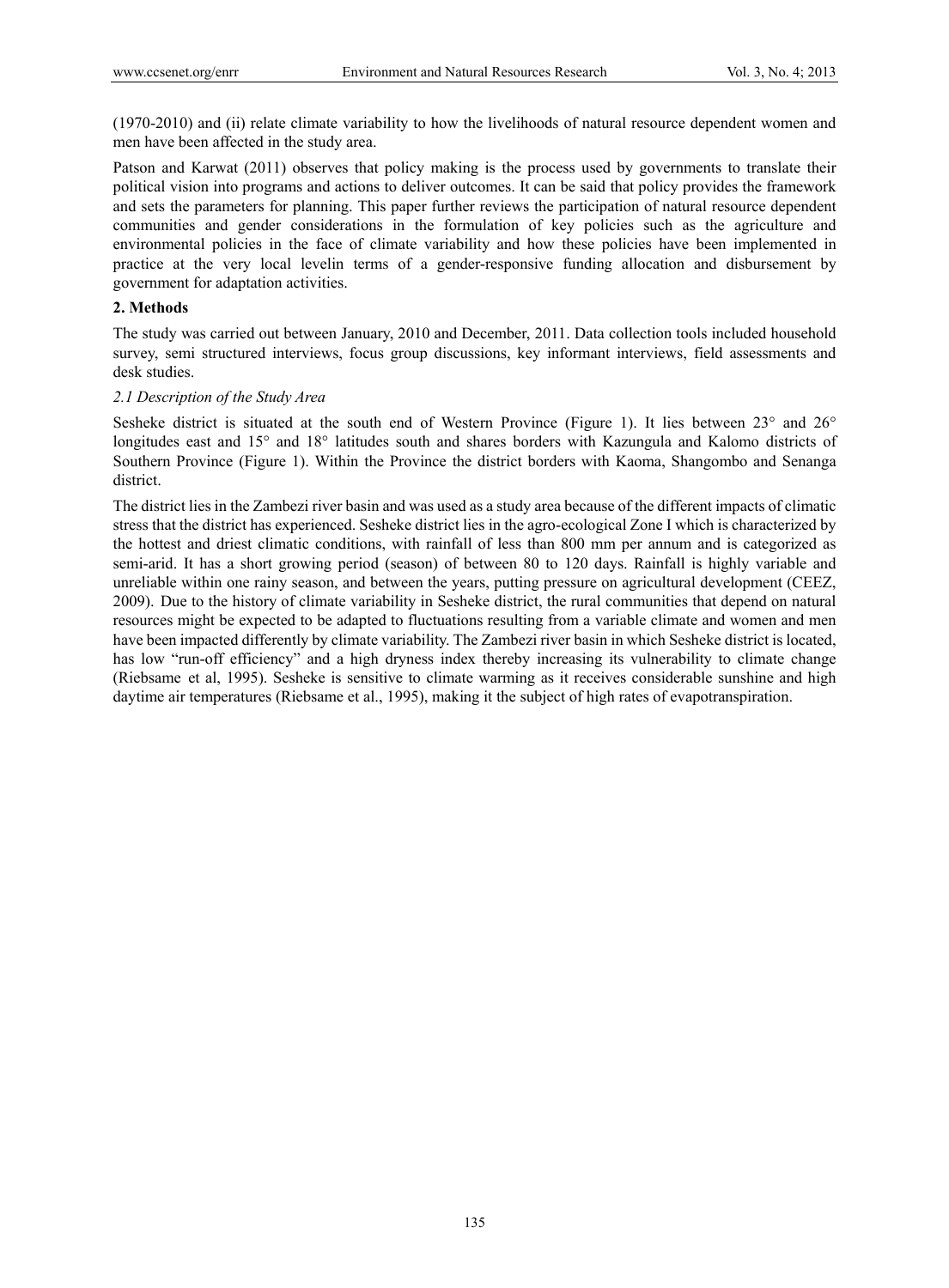(1970-2010) and (ii) relate climate variability to how the livelihoods of natural resource dependent women and men have been affected in the study area.

Patson and Karwat (2011) observes that policy making is the process used by governments to translate their political vision into programs and actions to deliver outcomes. It can be said that policy provides the framework and sets the parameters for planning. This paper further reviews the participation of natural resource dependent communities and gender considerations in the formulation of key policies such as the agriculture and environmental policies in the face of climate variability and how these policies have been implemented in practice at the very local levelin terms of a gender-responsive funding allocation and disbursement by government for adaptation activities.

## 2. Methods

The study was carried out between January, 2010 and December, 2011. Data collection tools included household survey, semi structured interviews, focus group discussions, key informant interviews, field assessments and desk studies.

### *2.1 Description of the Study Area*

Sesheke district is situated at the south end of Western Province (Figure 1). It lies between 23° and 26° longitudes east and 15° and 18° latitudes south and shares borders with Kazungula and Kalomo districts of Southern Province (Figure 1). Within the Province the district borders with Kaoma, Shangombo and Senanga district.

The district lies in the Zambezi river basin and was used as a study area because of the different impacts of climatic stress that the district has experienced. Sesheke district lies in the agro-ecological Zone I which is characterized by the hottest and driest climatic conditions, with rainfall of less than 800 mm per annum and is categorized as semi-arid. It has a short growing period (season) of between 80 to 120 days. Rainfall is highly variable and unreliable within one rainy season, and between the years, putting pressure on agricultural development (CEEZ, 2009). Due to the history of climate variability in Sesheke district, the rural communities that depend on natural resources might be expected to be adapted to fluctuations resulting from a variable climate and women and men have been impacted differently by climate variability. The Zambezi river basin in which Sesheke district is located, has low "run-off efficiency" and a high dryness index thereby increasing its vulnerability to climate change (Riebsame et al, 1995). Sesheke is sensitive to climate warming as it receives considerable sunshine and high daytime air temperatures (Riebsame et al., 1995), making it the subject of high rates of evapotranspiration.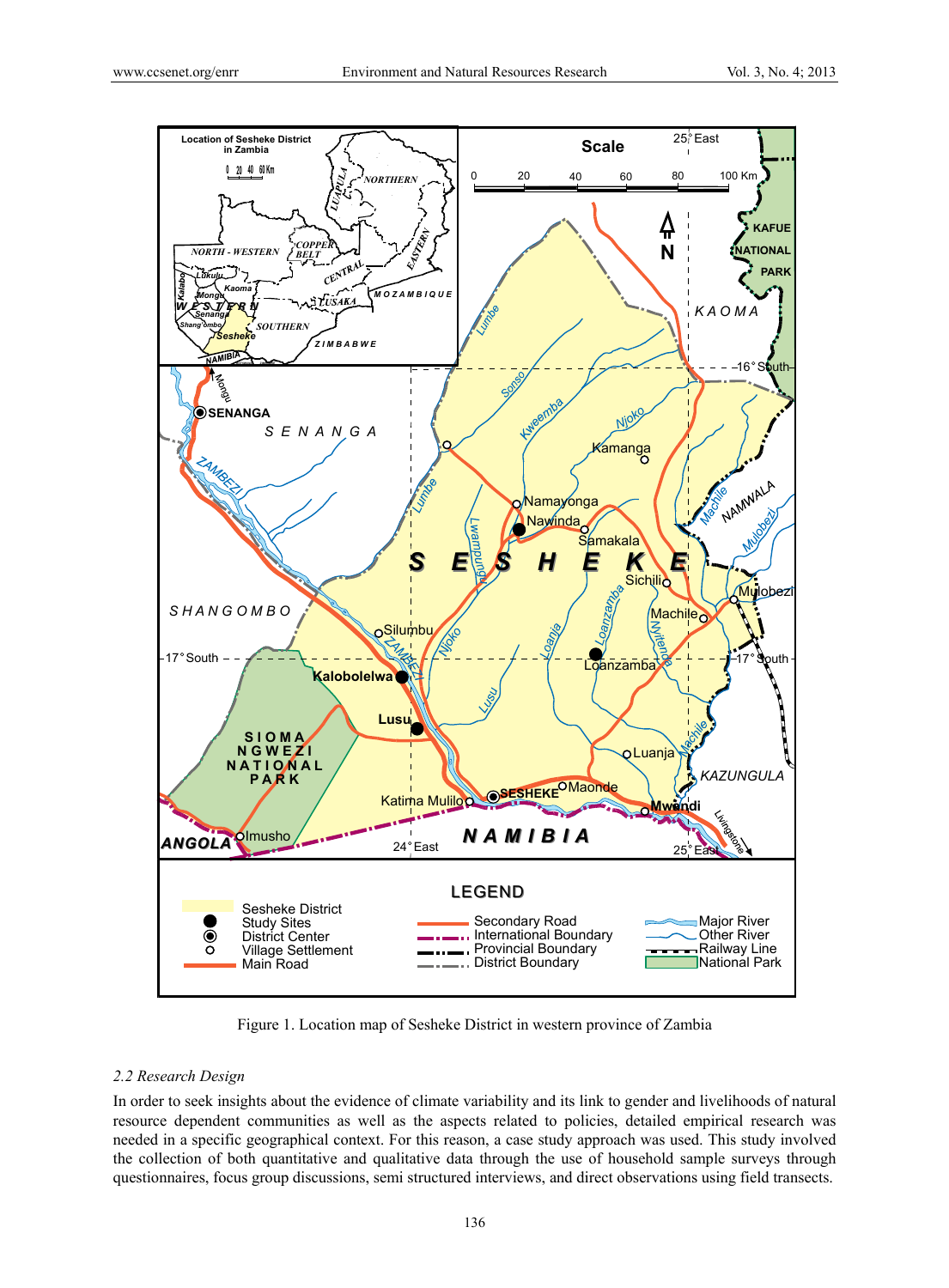Figure 1. Location map of Sesheke District in western province of Zambia

### 2.2 Research Design

In order to seek insights about the evidence of climate variability and its link to gender and livelihoods of natural resource dependent communities as well as the aspects related to policies, detailed empirical research was needed in a specific geographical context. For this reason, a case study approach was used. This study involved the collection of both quantitative and qualitative data through the use of household sample surveys through questionnaires, focus group discussions, semi structured interviews, and direct observations using field transects.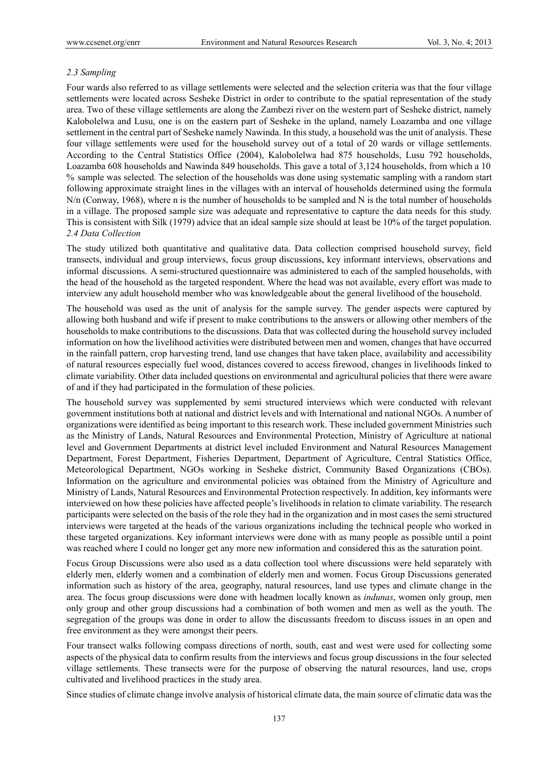### *2.3 Sampling*

Four wards also referred to as village settlements were selected and the selection criteria was that the four village settlements were located across Sesheke District in order to contribute to the spatial representation of the study area. Two of these village settlements are along the Zambezi river on the western part of Sesheke district, namely Kalobolelwa and Lusu, one is on the eastern part of Sesheke in the upland, namely Loazamba and one village settlement in the central part of Sesheke namely Nawinda. In this study, a household was the unit of analysis. These four village settlements were used for the household survey out of a total of 20 wards or village settlements. According to the Central Statistics Office (2004), Kalobolelwa had 875 households, Lusu 792 households, Loazamba 608 households and Nawinda 849 households. This gave a total of 3,124 households, from which a 10 % sample was selected. The selection of the households was done using systematic sampling with a random start following approximate straight lines in the villages with an interval of households determined using the formula N/n (Conway, 1968), where n is the number of households to be sampled and N is the total number of households in a village. The proposed sample size was adequate and representative to capture the data needs for this study. This is consistent with Silk (1979) advice that an ideal sample size should at least be 10% of the target population.

### *2.4 Data Collection*

The study utilized both quantitative and qualitative data. Data collection comprised household survey, field transects, individual and group interviews, focus group discussions, key informant interviews, observations and informal discussions. A semi-structured questionnaire was administered to each of the sampled households, with the head of the household as the targeted respondent. Where the head was not available, every effort was made to interview any adult household member who was knowledgeable about the general livelihood of the household.

The household was used as the unit of analysis for the sample survey. The gender aspects were captured by allowing both husband and wife if present to make contributions to the answers or allowing other members of the households to make contributions to the discussions. Data that was collected during the household survey included information on how the livelihood activities were distributed between men and women, changes that have occurred in the rainfall pattern, crop harvesting trend, land use changes that have taken place, availability and accessibility of natural resources especially fuel wood, distances covered to access firewood, changes in livelihoods linked to climate variability. Other data included questions on environmental and agricultural policies that there were aware of and if they had participated in the formulation of these policies.

The household survey was supplemented by semi structured interviews which were conducted with relevant government institutions both at national and district levels and with International and national NGOs. A number of organizations were identified as being important to this research work. These included government Ministries such as the Ministry of Lands, Natural Resources and Environmental Protection, Ministry of Agriculture at national level and Government Departments at district level included Environment and Natural Resources Management Department, Forest Department, Fisheries Department, Department of Agriculture, Central Statistics Office, Meteorological Department, NGOs working in Sesheke district, Community Based Organizations (CBOs). Information on the agriculture and environmental policies was obtained from the Ministry of Agriculture and Ministry of Lands, Natural Resources and Environmental Protection respectively. In addition, key informants were interviewed on how these policies have affected people's livelihoods in relation to climate variability. The research participants were selected on the basis of the role they had in the organization and in most cases the semi structured interviews were targeted at the heads of the various organizations including the technical people who worked in these targeted organizations. Key informant interviews were done with as many people as possible until a point was reached where I could no longer get any more new information and considered this as the saturation point.

Focus Group Discussions were also used as a data collection tool where discussions were held separately with elderly men, elderly women and a combination of elderly men and women. Focus Group Discussions generated information such as history of the area, geography, natural resources, land use types and climate change in the area. The focus group discussions were done with headmen locally known as *indunas*, women only group, men only group and other group discussions had a combination of both women and men as well as the youth. The segregation of the groups was done in order to allow the discussants freedom to discuss issues in an open and free environment as they were amongst their peers.

Four transect walks following compass directions of north, south, east and west were used for collecting some aspects of the physical data to confirm results from the interviews and focus group discussions in the four selected village settlements. These transects were for the purpose of observing the natural resources, land use, crops cultivated and livelihood practices in the study area.

Since studies of climate change involve analysis of historical climate data, the main source of climatic data was the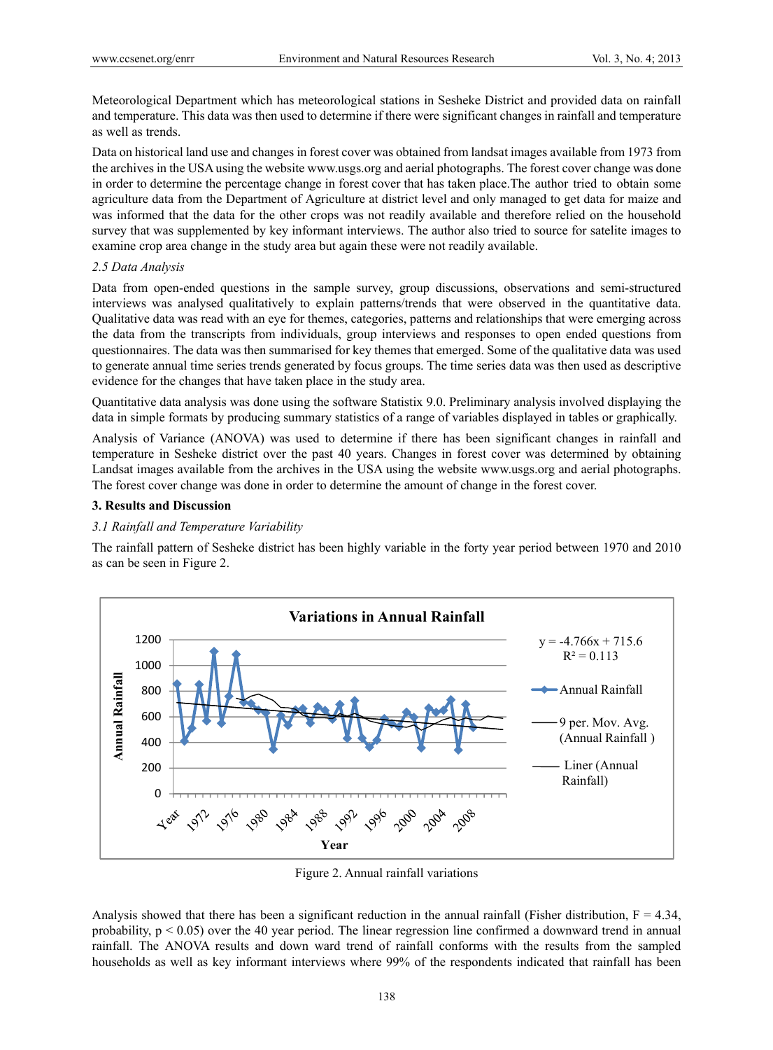Meteorological Department which has meteorological stations in Sesheke District and provided data on rainfall and temperature. This data was then used to determine if there were significant changes in rainfall and temperature as well as trends.

Data on historical land use and changes in forest cover was obtained from landsat images available from 1973 from the archives in the USA using the website www.usgs.org and aerial photographs. The forest cover change was done in order to determine the percentage change in forest cover that has taken place.The author tried to obtain some agriculture data from the Department of Agriculture at district level and only managed to get data for maize and was informed that the data for the other crops was not readily available and therefore relied on the household survey that was supplemented by key informant interviews. The author also tried to source for satelite images to examine crop area change in the study area but again these were not readily available.

*2.5 Data Analysis*

Data from open-ended questions in the sample survey, group discussions, observations and semi-structured interviews was analysed qualitatively to explain patterns/trends that were observed in the quantitative data. Qualitative data was read with an eye for themes, categories, patterns and relationships that were emerging across the data from the transcripts from individuals, group interviews and responses to open ended questions from questionnaires. The data was then summarised for key themes that emerged. Some of the qualitative data was used to generate annual time series trends generated by focus groups. The time series data was then used as descriptive evidence for the changes that have taken place in the study area.

Quantitative data analysis was done using the software Statistix 9.0. Preliminary analysis involved displaying the data in simple formats by producing summary statistics of a range of variables displayed in tables or graphically.

Analysis of Variance (ANOVA) was used to determine if there has been significant changes in rainfall and temperature in Sesheke district over the past 40 years. Changes in forest cover was determined by obtaining Landsat images available from the archives in the USA using the website www.usgs.org and aerial photographs. The forest cover change was done in order to determine the amount of change in the forest cover.

## 3. Results and Discussion

*3.1 Rainfall and Temperature Variability*

The rainfall pattern of Sesheke district has been highly variable in the forty year period between 1970 and 2010 as can be seen in Figure 2.

Figure 2. Annual rainfall variations

Analysis showed that there has been a significant reduction in the annual rainfall (Fisher distribution, $F = 4.34$, probability, $p < 0.05$) over the 40 year period. The linear regression line confirmed a downward trend in annual rainfall. The ANOVA results and down ward trend of rainfall conforms with the results from the sampled households as well as key informant interviews where 99% of the respondents indicated that rainfall has been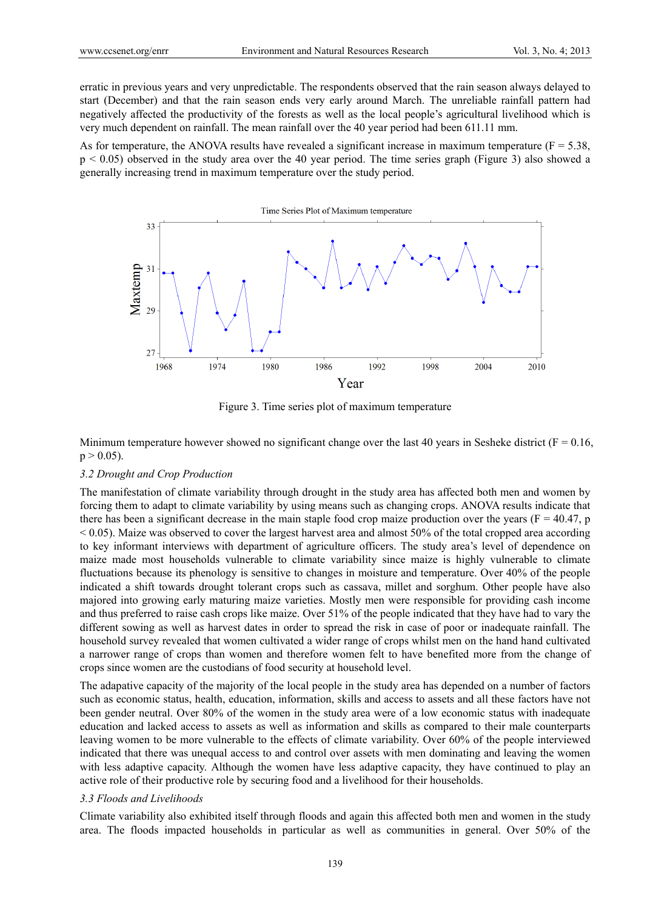erratic in previous years and very unpredictable. The respondents observed that the rain season always delayed to start (December) and that the rain season ends very early around March. The unreliable rainfall pattern had negatively affected the productivity of the forests as well as the local people's agricultural livelihood which is very much dependent on rainfall. The mean rainfall over the 40 year period had been 611.11 mm.

As for temperature, the ANOVA results have revealed a significant increase in maximum temperature ($F = 5.38$, $p < 0.05$) observed in the study area over the 40 year period. The time series graph (Figure 3) also showed a generally increasing trend in maximum temperature over the study period.

Figure 3. Time series plot of maximum temperature

Minimum temperature however showed no significant change over the last 40 years in Sesheke district ($F = 0.16$, $p > 0.05$).

### 3.2 Drought and Crop Production

The manifestation of climate variability through drought in the study area has affected both men and women by forcing them to adapt to climate variability by using means such as changing crops. ANOVA results indicate that there has been a significant decrease in the main staple food crop maize production over the years ($F = 40.47$, $p < 0.05$). Maize was observed to cover the largest harvest area and almost 50% of the total cropped area according to key informant interviews with department of agriculture officers. The study area's level of dependence on maize made most households vulnerable to climate variability since maize is highly vulnerable to climate fluctuations because its phenology is sensitive to changes in moisture and temperature. Over 40% of the people indicated a shift towards drought tolerant crops such as cassava, millet and sorghum. Other people have also majored into growing early maturing maize varieties. Mostly men were responsible for providing cash income and thus preferred to raise cash crops like maize. Over 51% of the people indicated that they have had to vary the different sowing as well as harvest dates in order to spread the risk in case of poor or inadequate rainfall. The household survey revealed that women cultivated a wider range of crops whilst men on the hand hand cultivated a narrower range of crops than women and therefore women felt to have benefited more from the change of crops since women are the custodians of food security at household level.

The adapative capacity of the majority of the local people in the study area has depended on a number of factors such as economic status, health, education, information, skills and access to assets and all these factors have not been gender neutral. Over 80% of the women in the study area were of a low economic status with inadequate education and lacked access to assets as well as information and skills as compared to their male counterparts leaving women to be more vulnerable to the effects of climate variability. Over 60% of the people interviewed indicated that there was unequal access to and control over assets with men dominating and leaving the women with less adaptive capacity. Although the women have less adaptive capacity, they have continued to play an active role of their productive role by securing food and a livelihood for their households.

### 3.3 Floods and Livelihoods

Climate variability also exhibited itself through floods and again this affected both men and women in the study area. The floods impacted households in particular as well as communities in general. Over 50% of the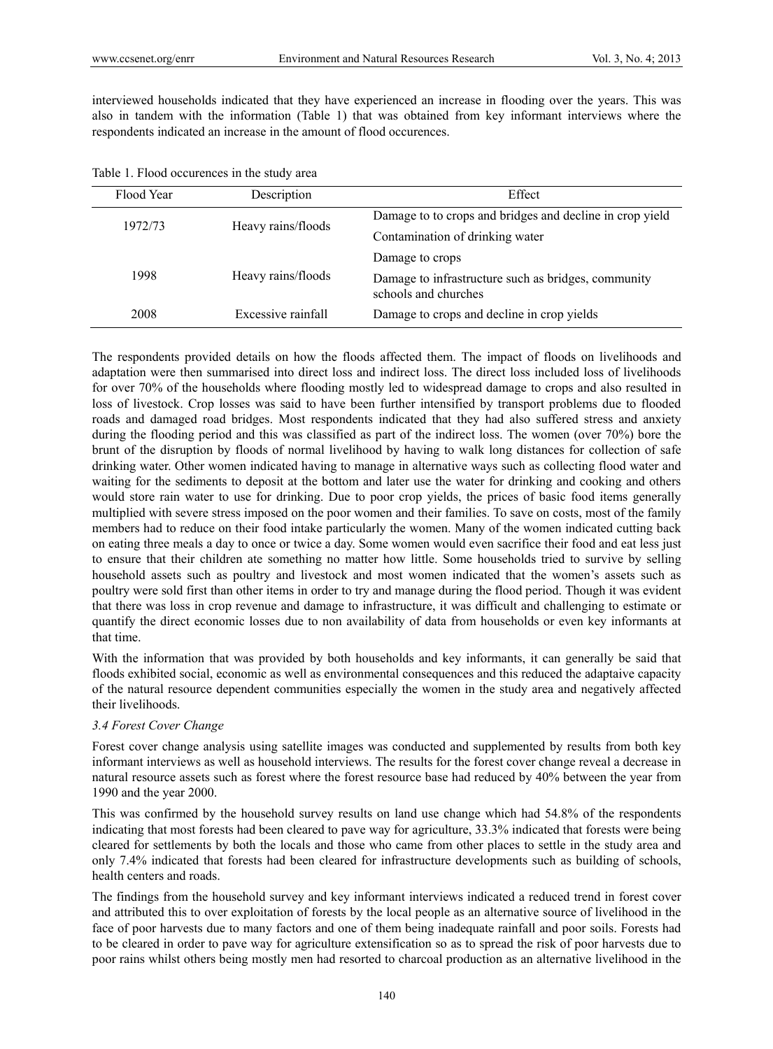interviewed households indicated that they have experienced an increase in flooding over the years. This was also in tandem with the information (Table 1) that was obtained from key informant interviews where the respondents indicated an increase in the amount of flood occurences.

Table 1. Flood occurences in the study area

| Flood Year | Description | Effect |
|---|---|---|
| 1972/73 | Heavy rains/floods | Damage to to crops and bridges and decline in crop yield |
| | | Contamination of drinking water |
| 1998 | Heavy rains/floods | Damage to crops |
| | | Damage to infrastructure such as bridges, community schools and churches |
| 2008 | Excessive rainfall | Damage to crops and decline in crop yields |

The respondents provided details on how the floods affected them. The impact of floods on livelihoods and adaptation were then summarised into direct loss and indirect loss. The direct loss included loss of livelihoods for over 70% of the households where flooding mostly led to widespread damage to crops and also resulted in loss of livestock. Crop losses was said to have been further intensified by transport problems due to flooded roads and damaged road bridges. Most respondents indicated that they had also suffered stress and anxiety during the flooding period and this was classified as part of the indirect loss. The women (over 70%) bore the brunt of the disruption by floods of normal livelihood by having to walk long distances for collection of safe drinking water. Other women indicated having to manage in alternative ways such as collecting flood water and waiting for the sediments to deposit at the bottom and later use the water for drinking and cooking and others would store rain water to use for drinking. Due to poor crop yields, the prices of basic food items generally multiplied with severe stress imposed on the poor women and their families. To save on costs, most of the family members had to reduce on their food intake particularly the women. Many of the women indicated cutting back on eating three meals a day to once or twice a day. Some women would even sacrifice their food and eat less just to ensure that their children ate something no matter how little. Some households tried to survive by selling household assets such as poultry and livestock and most women indicated that the women's assets such as poultry were sold first than other items in order to try and manage during the flood period. Though it was evident that there was loss in crop revenue and damage to infrastructure, it was difficult and challenging to estimate or quantify the direct economic losses due to non availability of data from households or even key informants at that time.

With the information that was provided by both households and key informants, it can generally be said that floods exhibited social, economic as well as environmental consequences and this reduced the adaptaive capacity of the natural resource dependent communities especially the women in the study area and negatively affected their livelihoods.

### *3.4 Forest Cover Change*

Forest cover change analysis using satellite images was conducted and supplemented by results from both key informant interviews as well as household interviews. The results for the forest cover change reveal a decrease in natural resource assets such as forest where the forest resource base had reduced by 40% between the year from 1990 and the year 2000.

This was confirmed by the household survey results on land use change which had 54.8% of the respondents indicating that most forests had been cleared to pave way for agriculture, 33.3% indicated that forests were being cleared for settlements by both the locals and those who came from other places to settle in the study area and only 7.4% indicated that forests had been cleared for infrastructure developments such as building of schools, health centers and roads.

The findings from the household survey and key informant interviews indicated a reduced trend in forest cover and attributed this to over exploitation of forests by the local people as an alternative source of livelihood in the face of poor harvests due to many factors and one of them being inadequate rainfall and poor soils. Forests had to be cleared in order to pave way for agriculture extensification so as to spread the risk of poor harvests due to poor rains whilst others being mostly men had resorted to charcoal production as an alternative livelihood in the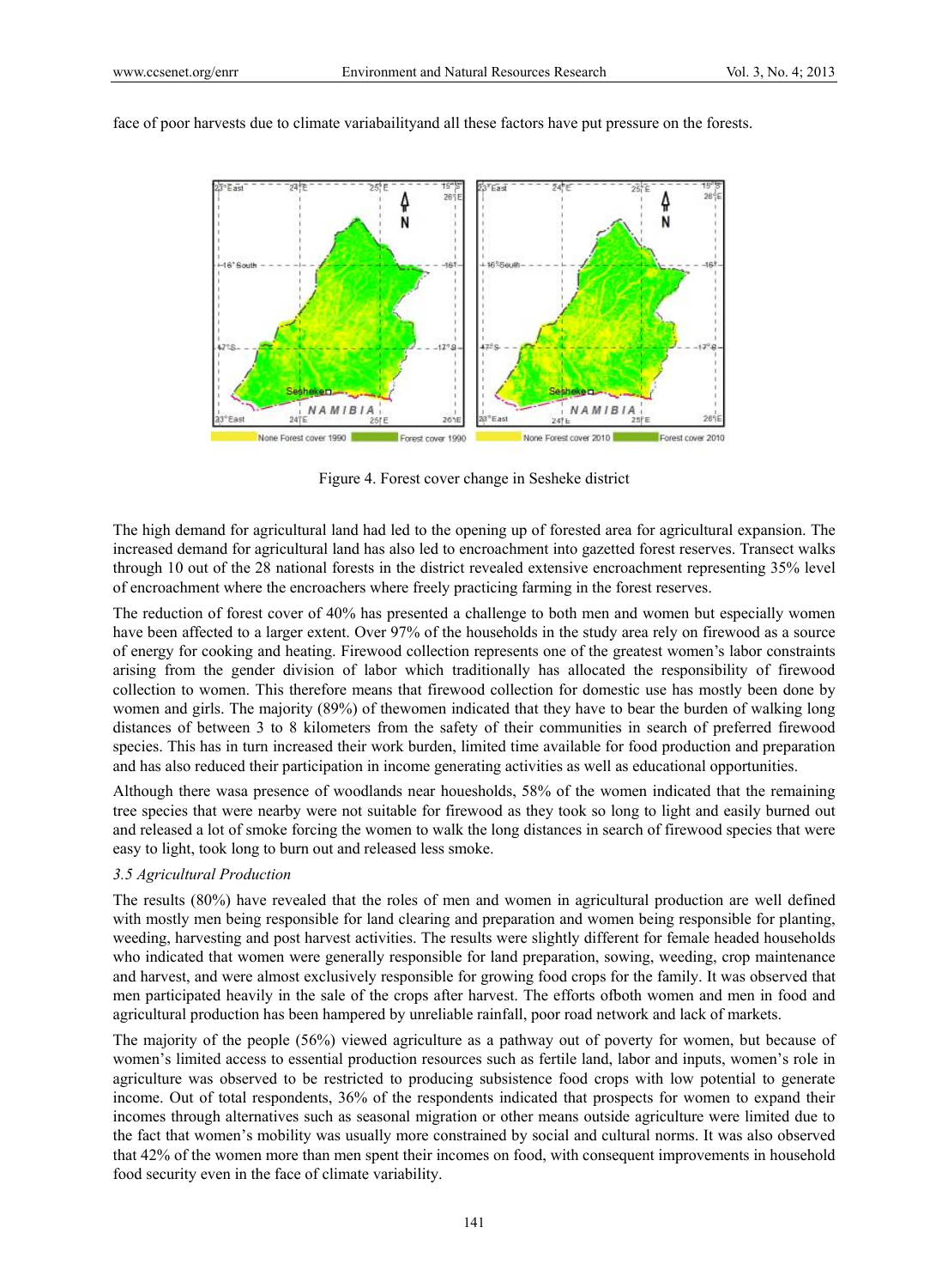face of poor harvests due to climate variabailityand all these factors have put pressure on the forests.

Figure 4. Forest cover change in Sesheke district

The high demand for agricultural land had led to the opening up of forested area for agricultural expansion. The increased demand for agricultural land has also led to encroachment into gazetted forest reserves. Transect walks through 10 out of the 28 national forests in the district revealed extensive encroachment representing 35% level of encroachment where the encroachers where freely practicing farming in the forest reserves.

The reduction of forest cover of 40% has presented a challenge to both men and women but especially women have been affected to a larger extent. Over 97% of the households in the study area rely on firewood as a source of energy for cooking and heating. Firewood collection represents one of the greatest women's labor constraints arising from the gender division of labor which traditionally has allocated the responsibility of firewood collection to women. This therefore means that firewood collection for domestic use has mostly been done by women and girls. The majority (89%) of thewomen indicated that they have to bear the burden of walking long distances of between 3 to 8 kilometers from the safety of their communities in search of preferred firewood species. This has in turn increased their work burden, limited time available for food production and preparation and has also reduced their participation in income generating activities as well as educational opportunities.

Although there wasa presence of woodlands near houesholds, 58% of the women indicated that the remaining tree species that were nearby were not suitable for firewood as they took so long to light and easily burned out and released a lot of smoke forcing the women to walk the long distances in search of firewood species that were easy to light, took long to burn out and released less smoke.

### *3.5 Agricultural Production*

The results (80%) have revealed that the roles of men and women in agricultural production are well defined with mostly men being responsible for land clearing and preparation and women being responsible for planting, weeding, harvesting and post harvest activities. The results were slightly different for female headed households who indicated that women were generally responsible for land preparation, sowing, weeding, crop maintenance and harvest, and were almost exclusively responsible for growing food crops for the family. It was observed that men participated heavily in the sale of the crops after harvest. The efforts ofboth women and men in food and agricultural production has been hampered by unreliable rainfall, poor road network and lack of markets.

The majority of the people (56%) viewed agriculture as a pathway out of poverty for women, but because of women's limited access to essential production resources such as fertile land, labor and inputs, women's role in agriculture was observed to be restricted to producing subsistence food crops with low potential to generate income. Out of total respondents, 36% of the respondents indicated that prospects for women to expand their incomes through alternatives such as seasonal migration or other means outside agriculture were limited due to the fact that women's mobility was usually more constrained by social and cultural norms. It was also observed that 42% of the women more than men spent their incomes on food, with consequent improvements in household food security even in the face of climate variability.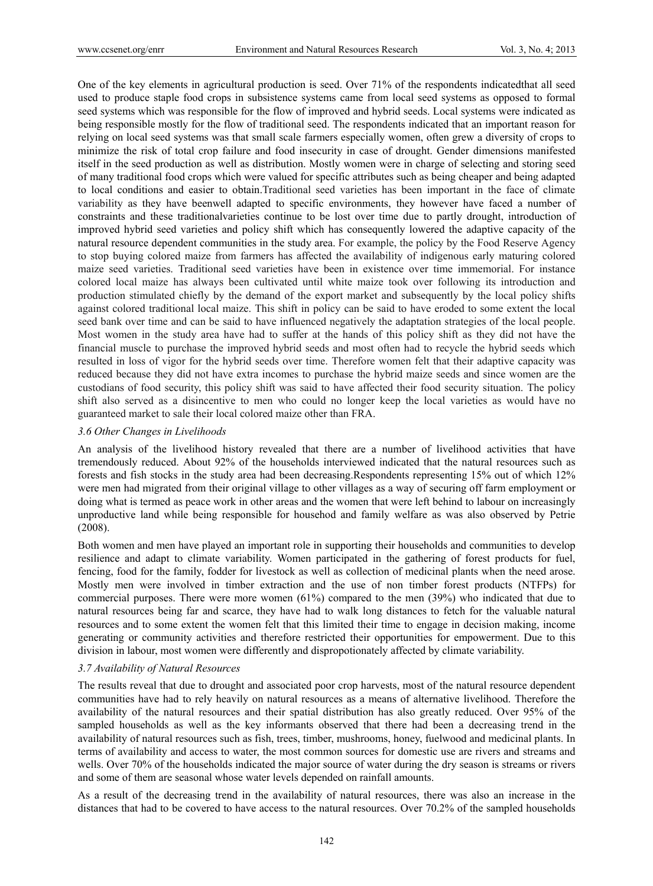One of the key elements in agricultural production is seed. Over 71% of the respondents indicatedthat all seed used to produce staple food crops in subsistence systems came from local seed systems as opposed to formal seed systems which was responsible for the flow of improved and hybrid seeds. Local systems were indicated as being responsible mostly for the flow of traditional seed. The respondents indicated that an important reason for relying on local seed systems was that small scale farmers especially women, often grew a diversity of crops to minimize the risk of total crop failure and food insecurity in case of drought. Gender dimensions manifested itself in the seed production as well as distribution. Mostly women were in charge of selecting and storing seed of many traditional food crops which were valued for specific attributes such as being cheaper and being adapted to local conditions and easier to obtain.Traditional seed varieties has been important in the face of climate variability as they have beenwell adapted to specific environments, they however have faced a number of constraints and these traditionalvarieties continue to be lost over time due to partly drought, introduction of improved hybrid seed varieties and policy shift which has consequently lowered the adaptive capacity of the natural resource dependent communities in the study area. For example, the policy by the Food Reserve Agency to stop buying colored maize from farmers has affected the availability of indigenous early maturing colored maize seed varieties. Traditional seed varieties have been in existence over time immemorial. For instance colored local maize has always been cultivated until white maize took over following its introduction and production stimulated chiefly by the demand of the export market and subsequently by the local policy shifts against colored traditional local maize. This shift in policy can be said to have eroded to some extent the local seed bank over time and can be said to have influenced negatively the adaptation strategies of the local people. Most women in the study area have had to suffer at the hands of this policy shift as they did not have the financial muscle to purchase the improved hybrid seeds and most often had to recycle the hybrid seeds which resulted in loss of vigor for the hybrid seeds over time. Therefore women felt that their adaptive capacity was reduced because they did not have extra incomes to purchase the hybrid maize seeds and since women are the custodians of food security, this policy shift was said to have affected their food security situation. The policy shift also served as a disincentive to men who could no longer keep the local varieties as would have no guaranteed market to sale their local colored maize other than FRA.

### *3.6 Other Changes in Livelihoods*

An analysis of the livelihood history revealed that there are a number of livelihood activities that have tremendously reduced. About 92% of the households interviewed indicated that the natural resources such as forests and fish stocks in the study area had been decreasing.Respondents representing 15% out of which 12% were men had migrated from their original village to other villages as a way of securing off farm employment or doing what is termed as peace work in other areas and the women that were left behind to labour on increasingly unproductive land while being responsible for househod and family welfare as was also observed by Petrie (2008).

Both women and men have played an important role in supporting their households and communities to develop resilience and adapt to climate variability. Women participated in the gathering of forest products for fuel, fencing, food for the family, fodder for livestock as well as collection of medicinal plants when the need arose. Mostly men were involved in timber extraction and the use of non timber forest products (NTFPs) for commercial purposes. There were more women (61%) compared to the men (39%) who indicated that due to natural resources being far and scarce, they have had to walk long distances to fetch for the valuable natural resources and to some extent the women felt that this limited their time to engage in decision making, income generating or community activities and therefore restricted their opportunities for empowerment. Due to this division in labour, most women were differently and dispropotionately affected by climate variability.

### *3.7 Availability of Natural Resources*

The results reveal that due to drought and associated poor crop harvests, most of the natural resource dependent communities have had to rely heavily on natural resources as a means of alternative livelihood. Therefore the availability of the natural resources and their spatial distribution has also greatly reduced. Over 95% of the sampled households as well as the key informants observed that there had been a decreasing trend in the availability of natural resources such as fish, trees, timber, mushrooms, honey, fuelwood and medicinal plants. In terms of availability and access to water, the most common sources for domestic use are rivers and streams and wells. Over 70% of the households indicated the major source of water during the dry season is streams or rivers and some of them are seasonal whose water levels depended on rainfall amounts.

As a result of the decreasing trend in the availability of natural resources, there was also an increase in the distances that had to be covered to have access to the natural resources. Over 70.2% of the sampled households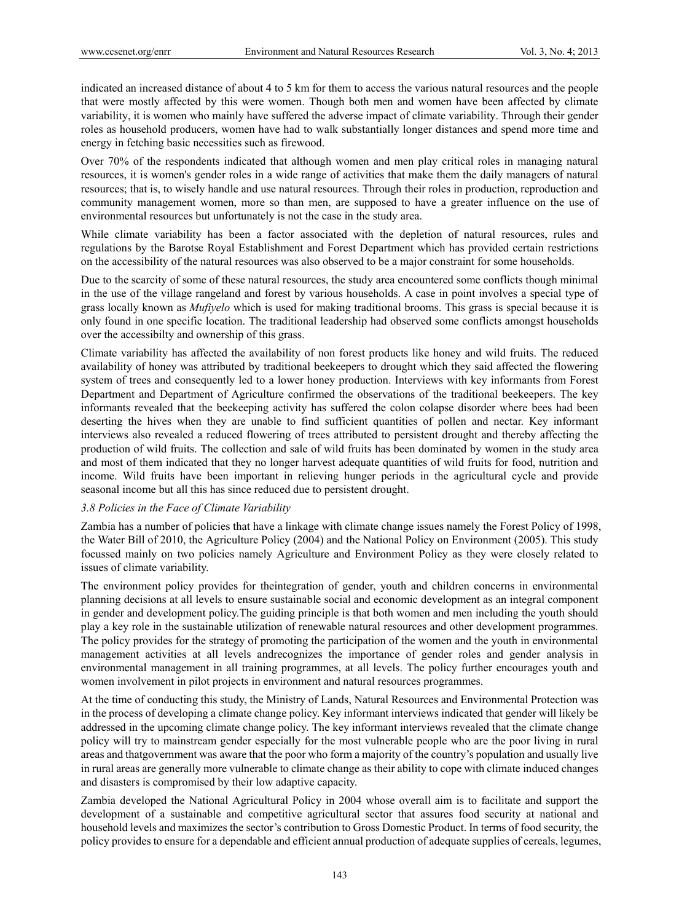indicated an increased distance of about 4 to 5 km for them to access the various natural resources and the people that were mostly affected by this were women. Though both men and women have been affected by climate variability, it is women who mainly have suffered the adverse impact of climate variability. Through their gender roles as household producers, women have had to walk substantially longer distances and spend more time and energy in fetching basic necessities such as firewood.

Over 70% of the respondents indicated that although women and men play critical roles in managing natural resources, it is women's gender roles in a wide range of activities that make them the daily managers of natural resources; that is, to wisely handle and use natural resources. Through their roles in production, reproduction and community management women, more so than men, are supposed to have a greater influence on the use of environmental resources but unfortunately is not the case in the study area.

While climate variability has been a factor associated with the depletion of natural resources, rules and regulations by the Barotse Royal Establishment and Forest Department which has provided certain restrictions on the accessibility of the natural resources was also observed to be a major constraint for some households.

Due to the scarcity of some of these natural resources, the study area encountered some conflicts though minimal in the use of the village rangeland and forest by various households. A case in point involves a special type of grass locally known as *Mufiyelo* which is used for making traditional brooms. This grass is special because it is only found in one specific location. The traditional leadership had observed some conflicts amongst households over the accessibilty and ownership of this grass.

Climate variability has affected the availability of non forest products like honey and wild fruits. The reduced availability of honey was attributed by traditional beekeepers to drought which they said affected the flowering system of trees and consequently led to a lower honey production. Interviews with key informants from Forest Department and Department of Agriculture confirmed the observations of the traditional beekeepers. The key informants revealed that the beekeeping activity has suffered the colon colapse disorder where bees had been deserting the hives when they are unable to find sufficient quantities of pollen and nectar. Key informant interviews also revealed a reduced flowering of trees attributed to persistent drought and thereby affecting the production of wild fruits. The collection and sale of wild fruits has been dominated by women in the study area and most of them indicated that they no longer harvest adequate quantities of wild fruits for food, nutrition and income. Wild fruits have been important in relieving hunger periods in the agricultural cycle and provide seasonal income but all this has since reduced due to persistent drought.

### *3.8 Policies in the Face of Climate Variability*

Zambia has a number of policies that have a linkage with climate change issues namely the Forest Policy of 1998, the Water Bill of 2010, the Agriculture Policy (2004) and the National Policy on Environment (2005). This study focussed mainly on two policies namely Agriculture and Environment Policy as they were closely related to issues of climate variability.

The environment policy provides for theintegration of gender, youth and children concerns in environmental planning decisions at all levels to ensure sustainable social and economic development as an integral component in gender and development policy.The guiding principle is that both women and men including the youth should play a key role in the sustainable utilization of renewable natural resources and other development programmes. The policy provides for the strategy of promoting the participation of the women and the youth in environmental management activities at all levels andrecognizes the importance of gender roles and gender analysis in environmental management in all training programmes, at all levels. The policy further encourages youth and women involvement in pilot projects in environment and natural resources programmes.

At the time of conducting this study, the Ministry of Lands, Natural Resources and Environmental Protection was in the process of developing a climate change policy. Key informant interviews indicated that gender will likely be addressed in the upcoming climate change policy. The key informant interviews revealed that the climate change policy will try to mainstream gender especially for the most vulnerable people who are the poor living in rural areas and thatgovernment was aware that the poor who form a majority of the country's population and usually live in rural areas are generally more vulnerable to climate change as their ability to cope with climate induced changes and disasters is compromised by their low adaptive capacity.

Zambia developed the National Agricultural Policy in 2004 whose overall aim is to facilitate and support the development of a sustainable and competitive agricultural sector that assures food security at national and household levels and maximizes the sector's contribution to Gross Domestic Product. In terms of food security, the policy provides to ensure for a dependable and efficient annual production of adequate supplies of cereals, legumes,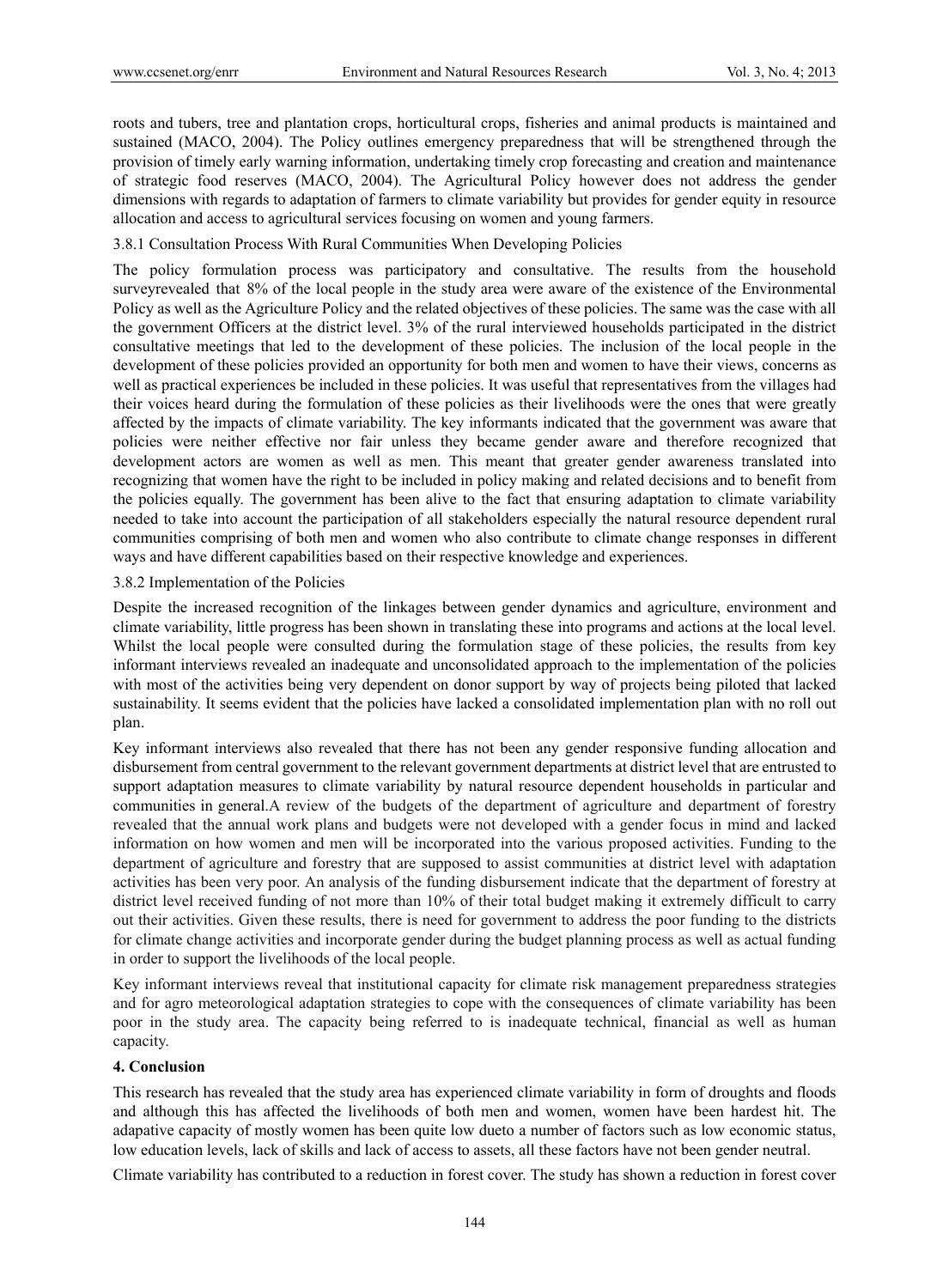roots and tubers, tree and plantation crops, horticultural crops, fisheries and animal products is maintained and sustained (MACO, 2004). The Policy outlines emergency preparedness that will be strengthened through the provision of timely early warning information, undertaking timely crop forecasting and creation and maintenance of strategic food reserves (MACO, 2004). The Agricultural Policy however does not address the gender dimensions with regards to adaptation of farmers to climate variability but provides for gender equity in resource allocation and access to agricultural services focusing on women and young farmers.

### 3.8.1 Consultation Process With Rural Communities When Developing Policies

The policy formulation process was participatory and consultative. The results from the household surveyrevealed that 8% of the local people in the study area were aware of the existence of the Environmental Policy as well as the Agriculture Policy and the related objectives of these policies. The same was the case with all the government Officers at the district level. 3% of the rural interviewed households participated in the district consultative meetings that led to the development of these policies. The inclusion of the local people in the development of these policies provided an opportunity for both men and women to have their views, concerns as well as practical experiences be included in these policies. It was useful that representatives from the villages had their voices heard during the formulation of these policies as their livelihoods were the ones that were greatly affected by the impacts of climate variability. The key informants indicated that the government was aware that policies were neither effective nor fair unless they became gender aware and therefore recognized that development actors are women as well as men. This meant that greater gender awareness translated into recognizing that women have the right to be included in policy making and related decisions and to benefit from the policies equally. The government has been alive to the fact that ensuring adaptation to climate variability needed to take into account the participation of all stakeholders especially the natural resource dependent rural communities comprising of both men and women who also contribute to climate change responses in different ways and have different capabilities based on their respective knowledge and experiences.

### 3.8.2 Implementation of the Policies

Despite the increased recognition of the linkages between gender dynamics and agriculture, environment and climate variability, little progress has been shown in translating these into programs and actions at the local level. Whilst the local people were consulted during the formulation stage of these policies, the results from key informant interviews revealed an inadequate and unconsolidated approach to the implementation of the policies with most of the activities being very dependent on donor support by way of projects being piloted that lacked sustainability. It seems evident that the policies have lacked a consolidated implementation plan with no roll out plan.

Key informant interviews also revealed that there has not been any gender responsive funding allocation and disbursement from central government to the relevant government departments at district level that are entrusted to support adaptation measures to climate variability by natural resource dependent households in particular and communities in general.A review of the budgets of the department of agriculture and department of forestry revealed that the annual work plans and budgets were not developed with a gender focus in mind and lacked information on how women and men will be incorporated into the various proposed activities. Funding to the department of agriculture and forestry that are supposed to assist communities at district level with adaptation activities has been very poor. An analysis of the funding disbursement indicate that the department of forestry at district level received funding of not more than 10% of their total budget making it extremely difficult to carry out their activities. Given these results, there is need for government to address the poor funding to the districts for climate change activities and incorporate gender during the budget planning process as well as actual funding in order to support the livelihoods of the local people.

Key informant interviews reveal that institutional capacity for climate risk management preparedness strategies and for agro meteorological adaptation strategies to cope with the consequences of climate variability has been poor in the study area. The capacity being referred to is inadequate technical, financial as well as human capacity.

## 4. Conclusion

This research has revealed that the study area has experienced climate variability in form of droughts and floods and although this has affected the livelihoods of both men and women, women have been hardest hit. The adapative capacity of mostly women has been quite low dueto a number of factors such as low economic status, low education levels, lack of skills and lack of access to assets, all these factors have not been gender neutral.

Climate variability has contributed to a reduction in forest cover. The study has shown a reduction in forest cover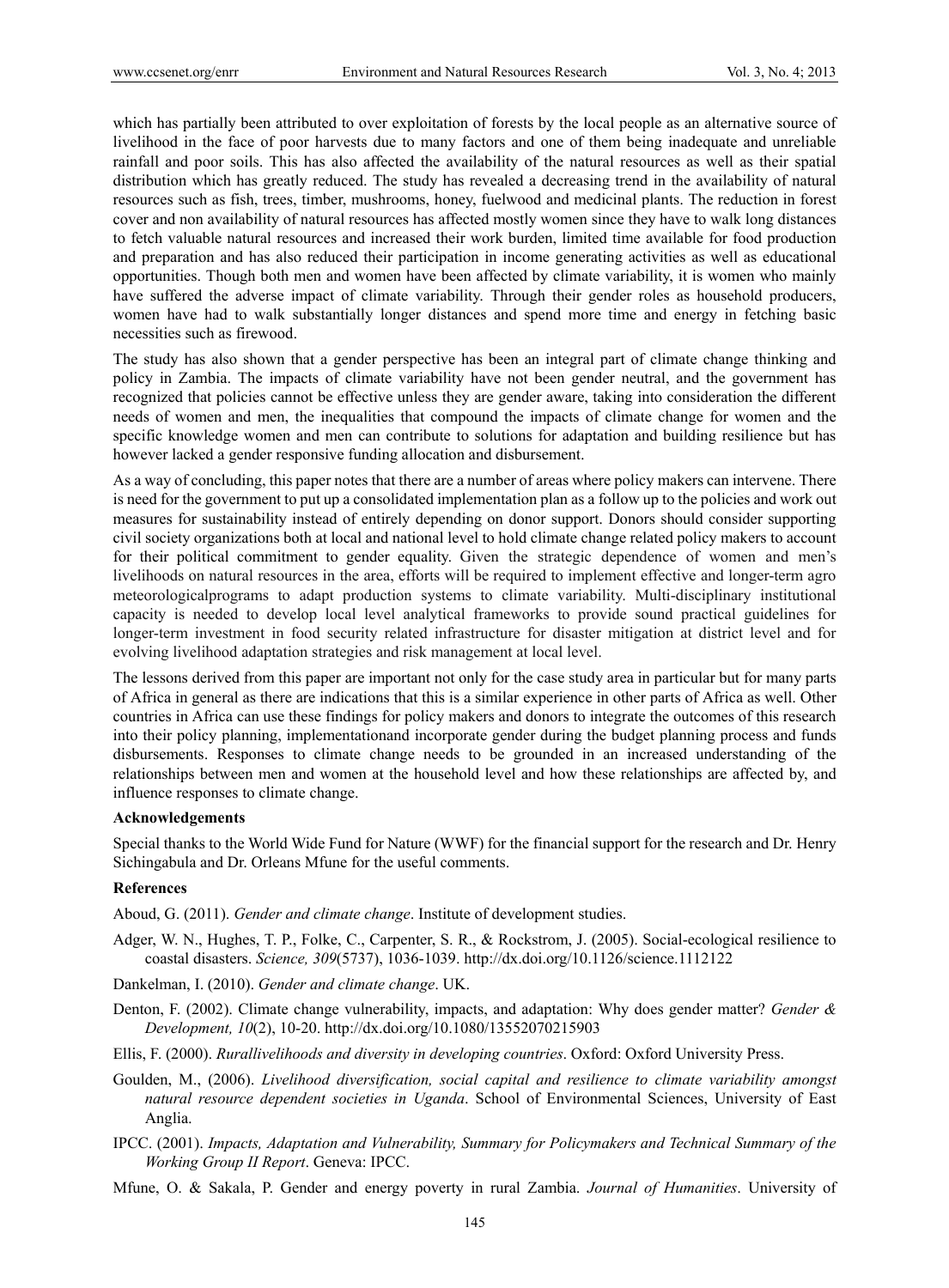which has partially been attributed to over exploitation of forests by the local people as an alternative source of livelihood in the face of poor harvests due to many factors and one of them being inadequate and unreliable rainfall and poor soils. This has also affected the availability of the natural resources as well as their spatial distribution which has greatly reduced. The study has revealed a decreasing trend in the availability of natural resources such as fish, trees, timber, mushrooms, honey, fuelwood and medicinal plants. The reduction in forest cover and non availability of natural resources has affected mostly women since they have to walk long distances to fetch valuable natural resources and increased their work burden, limited time available for food production and preparation and has also reduced their participation in income generating activities as well as educational opportunities. Though both men and women have been affected by climate variability, it is women who mainly have suffered the adverse impact of climate variability. Through their gender roles as household producers, women have had to walk substantially longer distances and spend more time and energy in fetching basic necessities such as firewood.

The study has also shown that a gender perspective has been an integral part of climate change thinking and policy in Zambia. The impacts of climate variability have not been gender neutral, and the government has recognized that policies cannot be effective unless they are gender aware, taking into consideration the different needs of women and men, the inequalities that compound the impacts of climate change for women and the specific knowledge women and men can contribute to solutions for adaptation and building resilience but has however lacked a gender responsive funding allocation and disbursement.

As a way of concluding, this paper notes that there are a number of areas where policy makers can intervene. There is need for the government to put up a consolidated implementation plan as a follow up to the policies and work out measures for sustainability instead of entirely depending on donor support. Donors should consider supporting civil society organizations both at local and national level to hold climate change related policy makers to account for their political commitment to gender equality. Given the strategic dependence of women and men's livelihoods on natural resources in the area, efforts will be required to implement effective and longer-term agro meteorologicalprograms to adapt production systems to climate variability. Multi-disciplinary institutional capacity is needed to develop local level analytical frameworks to provide sound practical guidelines for longer-term investment in food security related infrastructure for disaster mitigation at district level and for evolving livelihood adaptation strategies and risk management at local level.

The lessons derived from this paper are important not only for the case study area in particular but for many parts of Africa in general as there are indications that this is a similar experience in other parts of Africa as well. Other countries in Africa can use these findings for policy makers and donors to integrate the outcomes of this research into their policy planning, implementationand incorporate gender during the budget planning process and funds disbursements. Responses to climate change needs to be grounded in an increased understanding of the relationships between men and women at the household level and how these relationships are affected by, and influence responses to climate change.

**Acknowledgements**

Special thanks to the World Wide Fund for Nature (WWF) for the financial support for the research and Dr. Henry Sichingabula and Dr. Orleans Mfune for the useful comments.

**References**

Aboud, G. (2011). *Gender and climate change*. Institute of development studies.

Adger, W. N., Hughes, T. P., Folke, C., Carpenter, S. R., & Rockstrom, J. (2005). Social-ecological resilience to coastal disasters. *Science, 309*(5737), 1036-1039. http://dx.doi.org/10.1126/science.1112122

Dankelman, I. (2010). *Gender and climate change*. UK.

Denton, F. (2002). Climate change vulnerability, impacts, and adaptation: Why does gender matter? *Gender & Development, 10*(2), 10-20. http://dx.doi.org/10.1080/13552070215903

Ellis, F. (2000). *Rurallivelihoods and diversity in developing countries*. Oxford: Oxford University Press.

Goulden, M., (2006). *Livelihood diversification, social capital and resilience to climate variability amongst natural resource dependent societies in Uganda*. School of Environmental Sciences, University of East Anglia.

IPCC. (2001). *Impacts, Adaptation and Vulnerability, Summary for Policymakers and Technical Summary of the Working Group II Report*. Geneva: IPCC.

Mfune, O. & Sakala, P. Gender and energy poverty in rural Zambia. *Journal of Humanities*. University of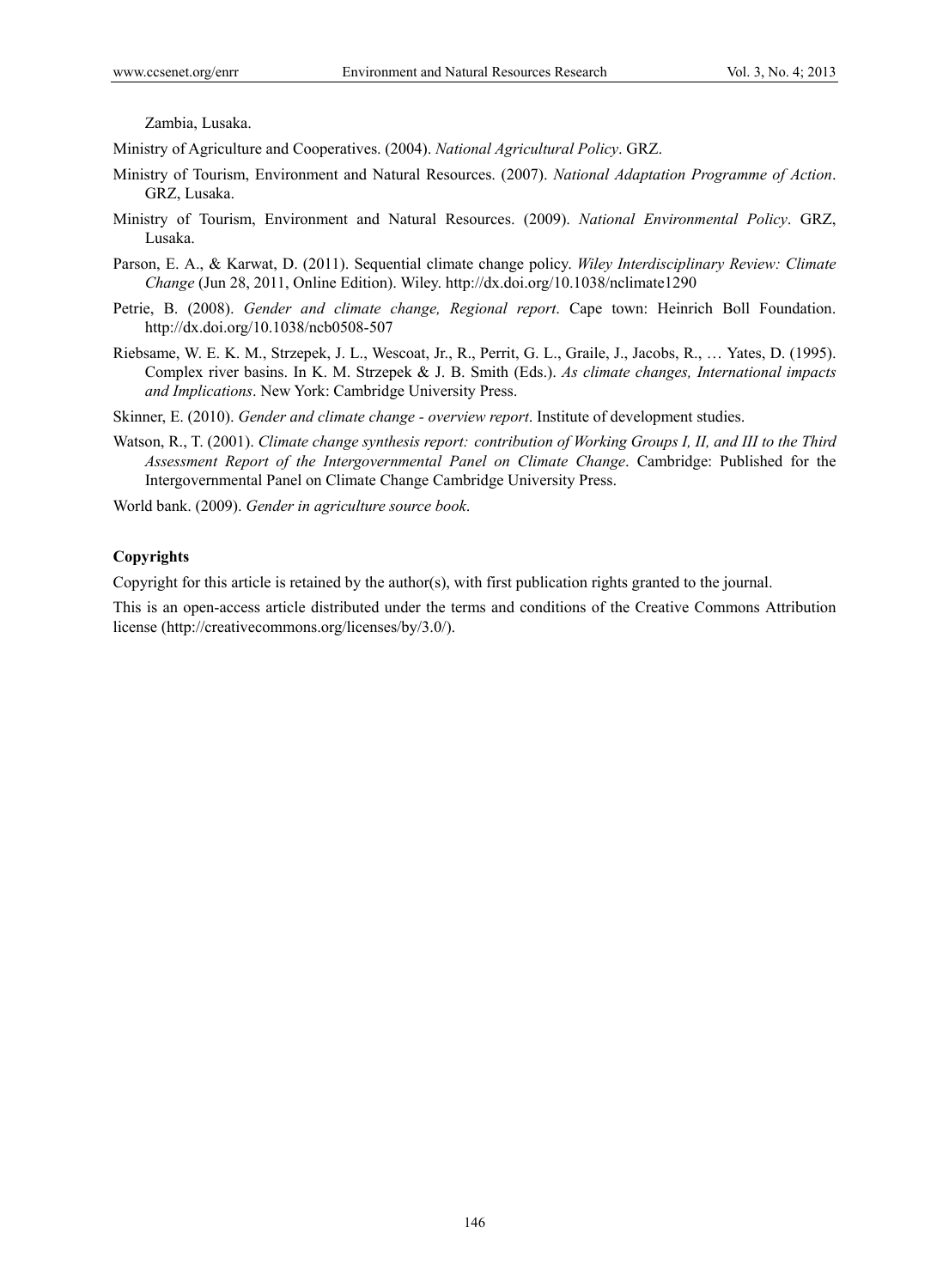Zambia, Lusaka.

Ministry of Agriculture and Cooperatives. (2004). *National Agricultural Policy*. GRZ.

Ministry of Tourism, Environment and Natural Resources. (2007). *National Adaptation Programme of Action*. GRZ, Lusaka.

Ministry of Tourism, Environment and Natural Resources. (2009). *National Environmental Policy*. GRZ, Lusaka.

Parson, E. A., & Karwat, D. (2011). Sequential climate change policy. *Wiley Interdisciplinary Review: Climate Change* (Jun 28, 2011, Online Edition). Wiley. http://dx.doi.org/10.1038/nclimate1290

Petrie, B. (2008). *Gender and climate change, Regional report*. Cape town: Heinrich Boll Foundation. http://dx.doi.org/10.1038/ncb0508-507

Riebsame, W. E. K. M., Strzepek, J. L., Wescoat, Jr., R., Perrit, G. L., Graile, J., Jacobs, R., … Yates, D. (1995). Complex river basins. In K. M. Strzepek & J. B. Smith (Eds.). *As climate changes, International impacts and Implications*. New York: Cambridge University Press.

Skinner, E. (2010). *Gender and climate change - overview report*. Institute of development studies.

Watson, R., T. (2001). *Climate change synthesis report: contribution of Working Groups I, II, and III to the Third Assessment Report of the Intergovernmental Panel on Climate Change*. Cambridge: Published for the Intergovernmental Panel on Climate Change Cambridge University Press.

World bank. (2009). *Gender in agriculture source book*.

**Copyrights**

Copyright for this article is retained by the author(s), with first publication rights granted to the journal.

This is an open-access article distributed under the terms and conditions of the Creative Commons Attribution license (http://creativecommons.org/licenses/by/3.0/).